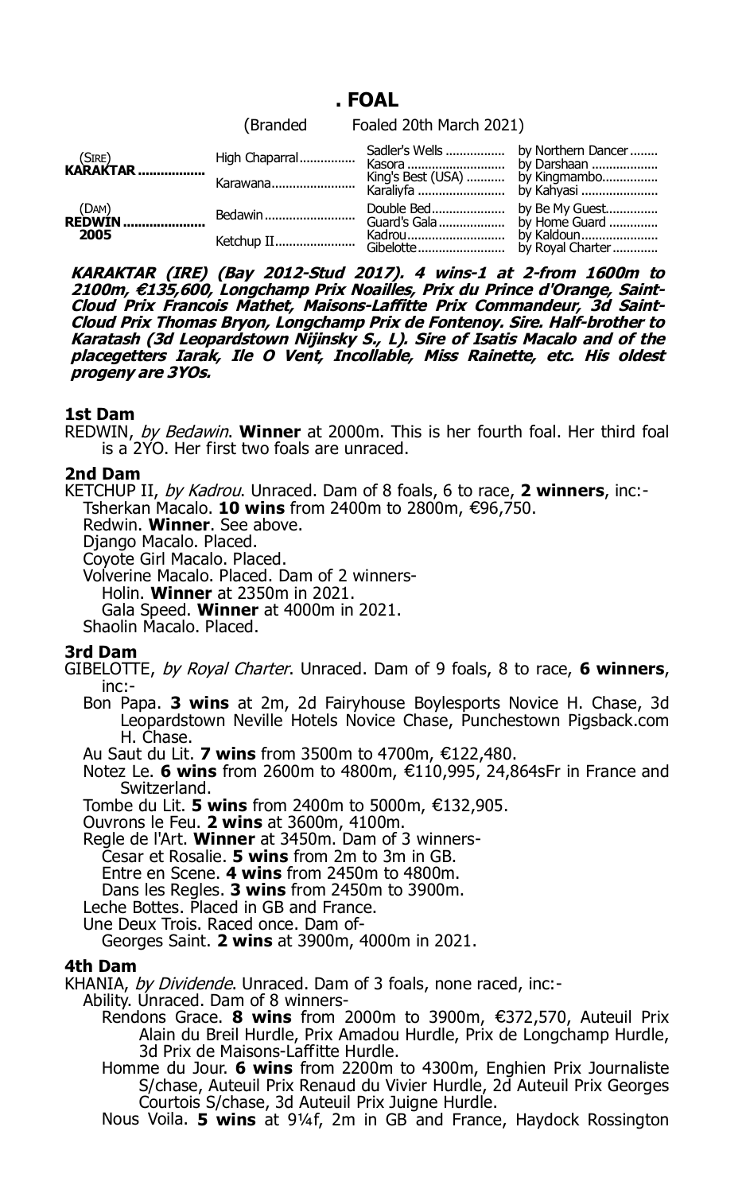# . FOAL

(Branded Foaled 20th March 2021)

| | | | |
|---|---|---|---|
| (SIRE) **KARAKTAR** | High Chaparral | Sadler's Wells | by Northern Dancer |
| | | Kasora | by Darshaan |
| | Karawana | King's Best (USA) | by Kingmambo |
| | | Karaliyfa | by Kahyasi |
| (DAM) **REDWIN** 2005 | Bedawin | Double Bed | by Be My Guest |
| | | Guard's Gala | by Home Guard |
| | Ketchup II | Kadrou | by Kaldoun |
| | | Gibelotte | by Royal Charter |

***KARAKTAR (IRE) (Bay 2012-Stud 2017). 4 wins-1 at 2-from 1600m to 2100m, €135,600, Longchamp Prix Noailles, Prix du Prince d'Orange, Saint-Cloud Prix Francois Mathet, Maisons-Laffitte Prix Commandeur, 3d Saint-Cloud Prix Thomas Bryon, Longchamp Prix de Fontenoy. Sire. Half-brother to Karatash (3d Leopardstown Nijinsky S., L). Sire of Isatis Macalo and of the placegetters Iarak, Ile O Vent, Incollable, Miss Rainette, etc. His oldest progeny are 3YOs.***

**1st Dam**

REDWIN, *by Bedawin*. **Winner** at 2000m. This is her fourth foal. Her third foal is a 2YO. Her first two foals are unraced.

**2nd Dam**

KETCHUP II, *by Kadrou*. Unraced. Dam of 8 foals, 6 to race, **2 winners**, inc:-
- Tsherkan Macalo. **10 wins** from 2400m to 2800m, €96,750.
- Redwin. **Winner**. See above.
- Django Macalo. Placed.
- Coyote Girl Macalo. Placed.
- Volverine Macalo. Placed. Dam of 2 winners-
  - Holin. **Winner** at 2350m in 2021.
  - Gala Speed. **Winner** at 4000m in 2021.
- Shaolin Macalo. Placed.

**3rd Dam**

GIBELOTTE, *by Royal Charter*. Unraced. Dam of 9 foals, 8 to race, **6 winners**, inc:-
- Bon Papa. **3 wins** at 2m, 2d Fairyhouse Boylesports Novice H. Chase, 3d Leopardstown Neville Hotels Novice Chase, Punchestown Pigsback.com H. Chase.
- Au Saut du Lit. **7 wins** from 3500m to 4700m, €122,480.
- Notez Le. **6 wins** from 2600m to 4800m, €110,995, 24,864sFr in France and Switzerland.
- Tombe du Lit. **5 wins** from 2400m to 5000m, €132,905.
- Ouvrons le Feu. **2 wins** at 3600m, 4100m.
- Regle de l'Art. **Winner** at 3450m. Dam of 3 winners-
  - Cesar et Rosalie. **5 wins** from 2m to 3m in GB.
  - Entre en Scene. **4 wins** from 2450m to 4800m.
  - Dans les Regles. **3 wins** from 2450m to 3900m.
- Leche Bottes. Placed in GB and France.
- Une Deux Trois. Raced once. Dam of-
  - Georges Saint. **2 wins** at 3900m, 4000m in 2021.

**4th Dam**

KHANIA, *by Dividende*. Unraced. Dam of 3 foals, none raced, inc:-
- Ability. Unraced. Dam of 8 winners-
  - Rendons Grace. **8 wins** from 2000m to 3900m, €372,570, Auteuil Prix Alain du Breil Hurdle, Prix Amadou Hurdle, Prix de Longchamp Hurdle, 3d Prix de Maisons-Laffitte Hurdle.
  - Homme du Jour. **6 wins** from 2200m to 4300m, Enghien Prix Journaliste S/chase, Auteuil Prix Renaud du Vivier Hurdle, 2d Auteuil Prix Georges Courtois S/chase, 3d Auteuil Prix Juigne Hurdle.
  - Nous Voila. **5 wins** at 9¼f, 2m in GB and France, Haydock Rossington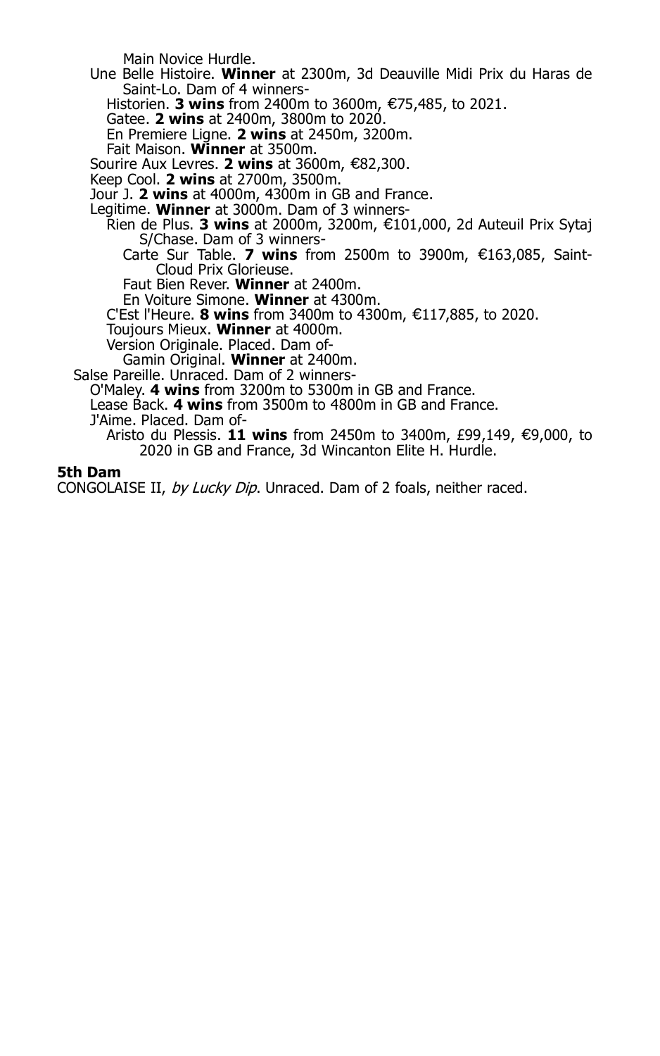Main Novice Hurdle.

Une Belle Histoire. **Winner** at 2300m, 3d Deauville Midi Prix du Haras de Saint-Lo. Dam of 4 winners-

Historien. **3 wins** from 2400m to 3600m, €75,485, to 2021.

Gatee. **2 wins** at 2400m, 3800m to 2020.

En Premiere Ligne. **2 wins** at 2450m, 3200m.

Fait Maison. **Winner** at 3500m.

Sourire Aux Levres. **2 wins** at 3600m, €82,300.

Keep Cool. **2 wins** at 2700m, 3500m.

Jour J. **2 wins** at 4000m, 4300m in GB and France.

Legitime. **Winner** at 3000m. Dam of 3 winners-

Rien de Plus. **3 wins** at 2000m, 3200m, €101,000, 2d Auteuil Prix Sytaj S/Chase. Dam of 3 winners-

Carte Sur Table. **7 wins** from 2500m to 3900m, €163,085, Saint-Cloud Prix Glorieuse.

Faut Bien Rever. **Winner** at 2400m.

En Voiture Simone. **Winner** at 4300m.

C'Est l'Heure. **8 wins** from 3400m to 4300m, €117,885, to 2020.

Toujours Mieux. **Winner** at 4000m.

Version Originale. Placed. Dam of-

Gamin Original. **Winner** at 2400m.

Salse Pareille. Unraced. Dam of 2 winners-

O'Maley. **4 wins** from 3200m to 5300m in GB and France.

Lease Back. **4 wins** from 3500m to 4800m in GB and France.

J'Aime. Placed. Dam of-

Aristo du Plessis. **11 wins** from 2450m to 3400m, £99,149, €9,000, to 2020 in GB and France, 3d Wincanton Elite H. Hurdle.

**5th Dam**

CONGOLAISE II, *by Lucky Dip*. Unraced. Dam of 2 foals, neither raced.